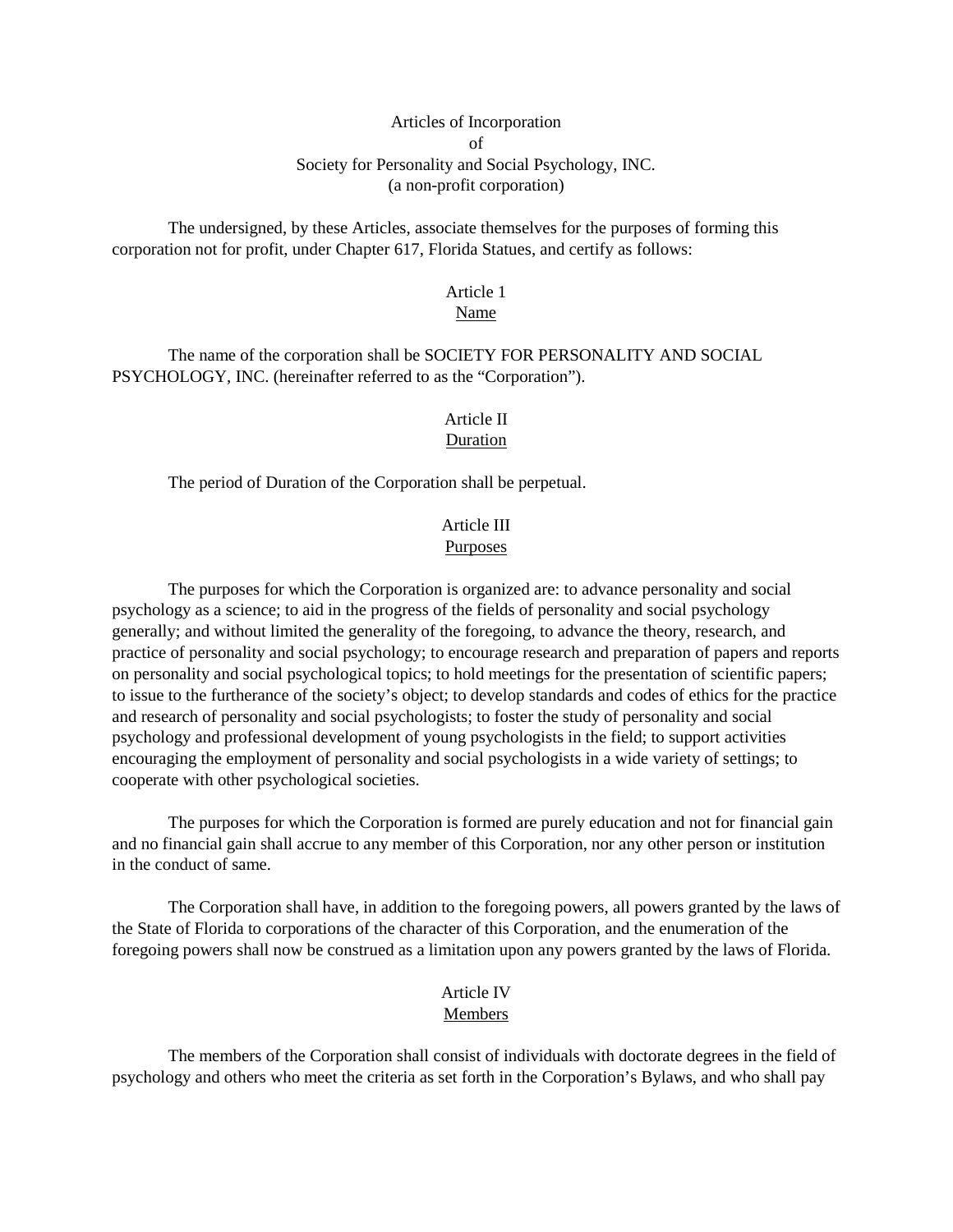# Articles of Incorporation
# of
# Society for Personality and Social Psychology, INC.
(a non-profit corporation)

The undersigned, by these Articles, associate themselves for the purposes of forming this corporation not for profit, under Chapter 617, Florida Statues, and certify as follows:

## Article 1
## Name

The name of the corporation shall be SOCIETY FOR PERSONALITY AND SOCIAL PSYCHOLOGY, INC. (hereinafter referred to as the "Corporation").

## Article II
## Duration

The period of Duration of the Corporation shall be perpetual.

## Article III
## Purposes

The purposes for which the Corporation is organized are: to advance personality and social psychology as a science; to aid in the progress of the fields of personality and social psychology generally; and without limited the generality of the foregoing, to advance the theory, research, and practice of personality and social psychology; to encourage research and preparation of papers and reports on personality and social psychological topics; to hold meetings for the presentation of scientific papers; to issue to the furtherance of the society's object; to develop standards and codes of ethics for the practice and research of personality and social psychologists; to foster the study of personality and social psychology and professional development of young psychologists in the field; to support activities encouraging the employment of personality and social psychologists in a wide variety of settings; to cooperate with other psychological societies.

The purposes for which the Corporation is formed are purely education and not for financial gain and no financial gain shall accrue to any member of this Corporation, nor any other person or institution in the conduct of same.

The Corporation shall have, in addition to the foregoing powers, all powers granted by the laws of the State of Florida to corporations of the character of this Corporation, and the enumeration of the foregoing powers shall now be construed as a limitation upon any powers granted by the laws of Florida.

## Article IV
## Members

The members of the Corporation shall consist of individuals with doctorate degrees in the field of psychology and others who meet the criteria as set forth in the Corporation's Bylaws, and who shall pay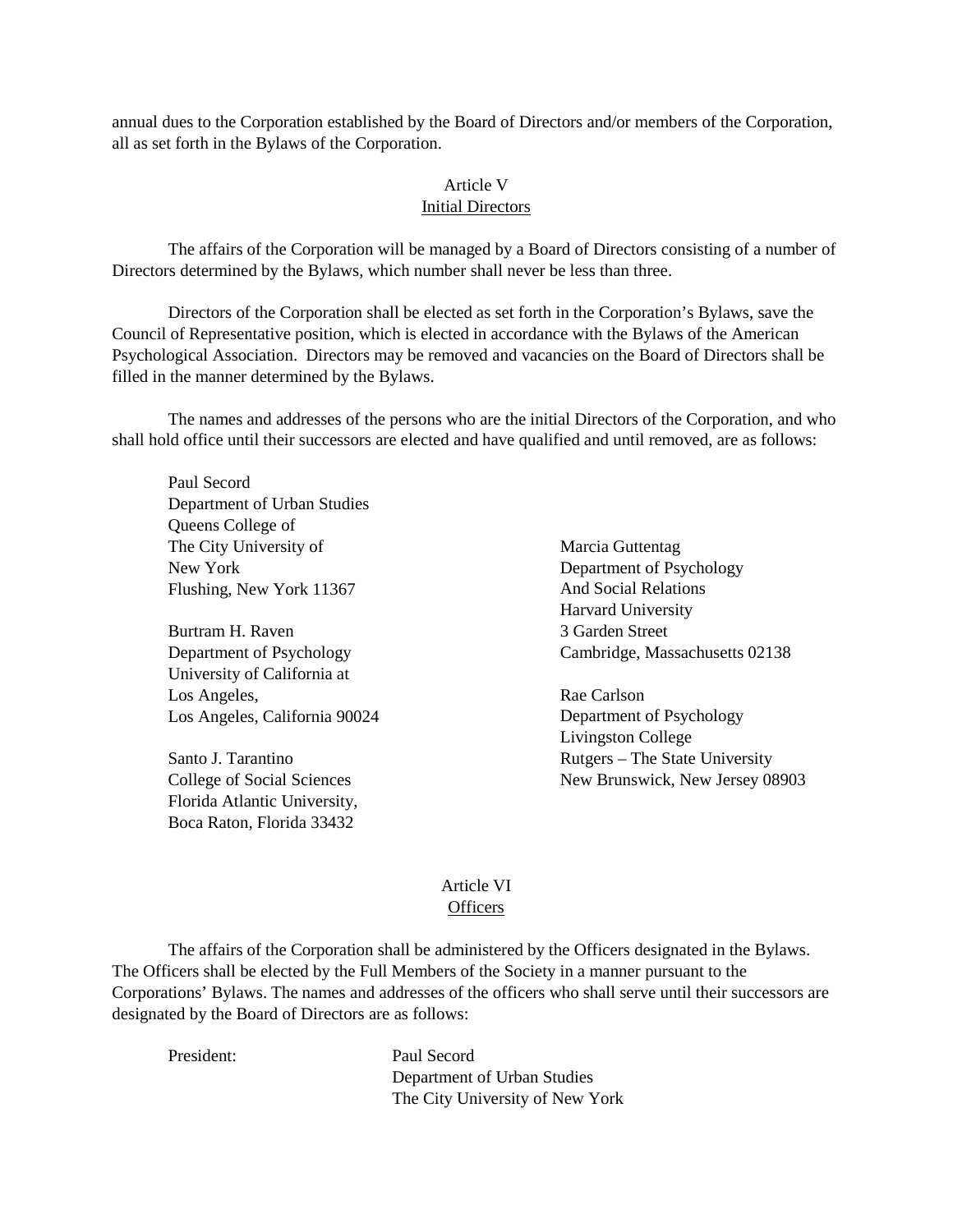annual dues to the Corporation established by the Board of Directors and/or members of the Corporation, all as set forth in the Bylaws of the Corporation.

## Article V
## Initial Directors

The affairs of the Corporation will be managed by a Board of Directors consisting of a number of Directors determined by the Bylaws, which number shall never be less than three.

Directors of the Corporation shall be elected as set forth in the Corporation's Bylaws, save the Council of Representative position, which is elected in accordance with the Bylaws of the American Psychological Association. Directors may be removed and vacancies on the Board of Directors shall be filled in the manner determined by the Bylaws.

The names and addresses of the persons who are the initial Directors of the Corporation, and who shall hold office until their successors are elected and have qualified and until removed, are as follows:

Paul Secord
Department of Urban Studies
Queens College of
The City University of
New York
Flushing, New York 11367

Burtram H. Raven
Department of Psychology
University of California at
Los Angeles,
Los Angeles, California 90024

Santo J. Tarantino
College of Social Sciences
Florida Atlantic University,
Boca Raton, Florida 33432

Marcia Guttentag
Department of Psychology
And Social Relations
Harvard University
3 Garden Street
Cambridge, Massachusetts 02138

Rae Carlson
Department of Psychology
Livingston College
Rutgers – The State University
New Brunswick, New Jersey 08903

## Article VI
## Officers

The affairs of the Corporation shall be administered by the Officers designated in the Bylaws. The Officers shall be elected by the Full Members of the Society in a manner pursuant to the Corporations' Bylaws. The names and addresses of the officers who shall serve until their successors are designated by the Board of Directors are as follows:

President: Paul Secord
Department of Urban Studies
The City University of New York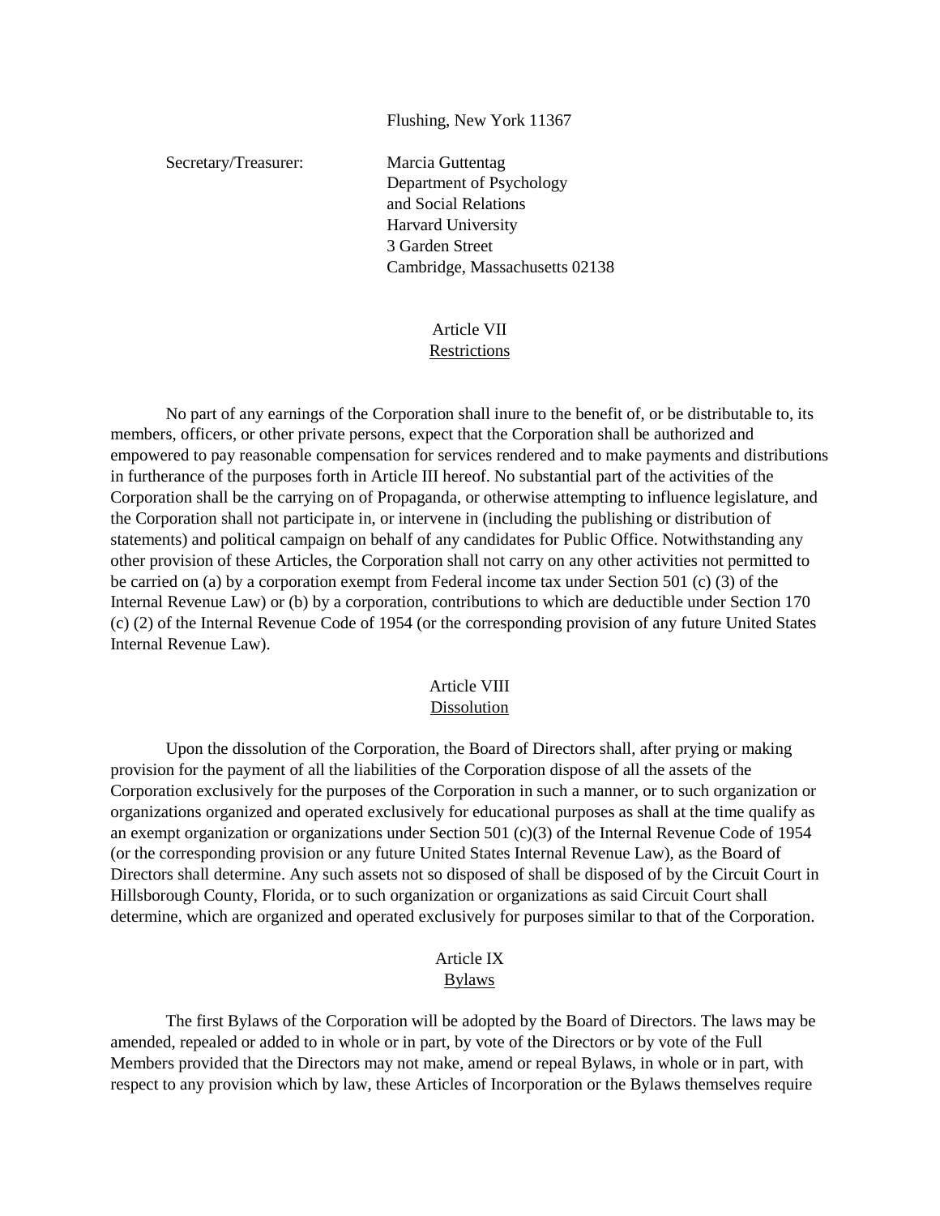Flushing, New York 11367

Secretary/Treasurer: Marcia Guttentag
Department of Psychology
and Social Relations
Harvard University
3 Garden Street
Cambridge, Massachusetts 02138

## Article VII
### Restrictions

No part of any earnings of the Corporation shall inure to the benefit of, or be distributable to, its members, officers, or other private persons, expect that the Corporation shall be authorized and empowered to pay reasonable compensation for services rendered and to make payments and distributions in furtherance of the purposes forth in Article III hereof. No substantial part of the activities of the Corporation shall be the carrying on of Propaganda, or otherwise attempting to influence legislature, and the Corporation shall not participate in, or intervene in (including the publishing or distribution of statements) and political campaign on behalf of any candidates for Public Office. Notwithstanding any other provision of these Articles, the Corporation shall not carry on any other activities not permitted to be carried on (a) by a corporation exempt from Federal income tax under Section 501 (c) (3) of the Internal Revenue Law) or (b) by a corporation, contributions to which are deductible under Section 170 (c) (2) of the Internal Revenue Code of 1954 (or the corresponding provision of any future United States Internal Revenue Law).

## Article VIII
### Dissolution

Upon the dissolution of the Corporation, the Board of Directors shall, after prying or making provision for the payment of all the liabilities of the Corporation dispose of all the assets of the Corporation exclusively for the purposes of the Corporation in such a manner, or to such organization or organizations organized and operated exclusively for educational purposes as shall at the time qualify as an exempt organization or organizations under Section 501 (c)(3) of the Internal Revenue Code of 1954 (or the corresponding provision or any future United States Internal Revenue Law), as the Board of Directors shall determine. Any such assets not so disposed of shall be disposed of by the Circuit Court in Hillsborough County, Florida, or to such organization or organizations as said Circuit Court shall determine, which are organized and operated exclusively for purposes similar to that of the Corporation.

## Article IX
### Bylaws

The first Bylaws of the Corporation will be adopted by the Board of Directors. The laws may be amended, repealed or added to in whole or in part, by vote of the Directors or by vote of the Full Members provided that the Directors may not make, amend or repeal Bylaws, in whole or in part, with respect to any provision which by law, these Articles of Incorporation or the Bylaws themselves require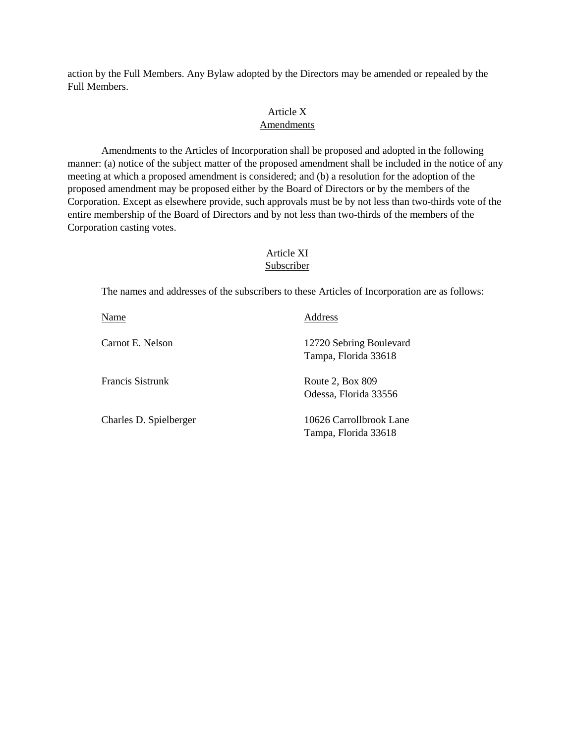action by the Full Members. Any Bylaw adopted by the Directors may be amended or repealed by the Full Members.

## Article X
## Amendments

Amendments to the Articles of Incorporation shall be proposed and adopted in the following manner: (a) notice of the subject matter of the proposed amendment shall be included in the notice of any meeting at which a proposed amendment is considered; and (b) a resolution for the adoption of the proposed amendment may be proposed either by the Board of Directors or by the members of the Corporation. Except as elsewhere provide, such approvals must be by not less than two-thirds vote of the entire membership of the Board of Directors and by not less than two-thirds of the members of the Corporation casting votes.

## Article XI
## Subscriber

The names and addresses of the subscribers to these Articles of Incorporation are as follows:

| Name | Address |
|---|---|
| Carnot E. Nelson | 12720 Sebring Boulevard<br>Tampa, Florida 33618 |
| Francis Sistrunk | Route 2, Box 809<br>Odessa, Florida 33556 |
| Charles D. Spielberger | 10626 Carrollbrook Lane<br>Tampa, Florida 33618 |